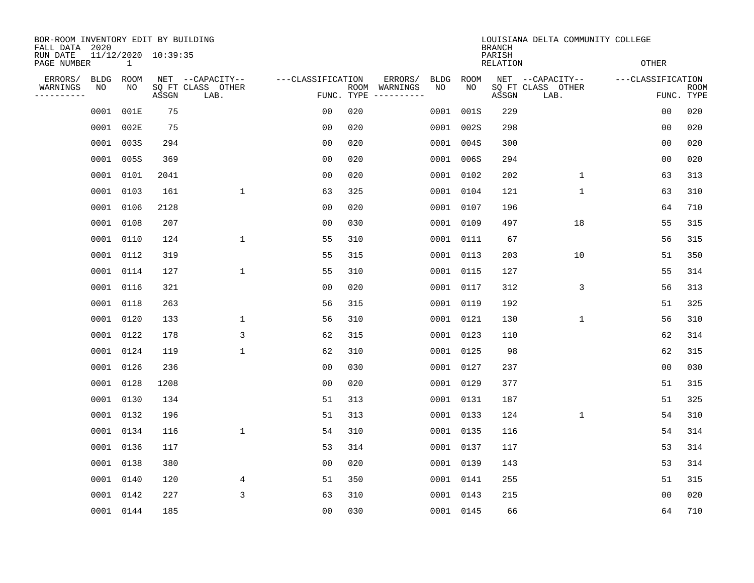BOR-ROOM INVENTORY EDIT BY BUILDING
FALL DATA 2020
RUN DATE 11/12/2020 10:39:35
PAGE NUMBER 1

LOUISIANA DELTA COMMUNITY COLLEGE
BRANCH
PARISH
RELATION
OTHER

| ERRORS/ WARNINGS | BLDG NO | ROOM NO | NET SQ FT ASSGN | CAPACITY CLASS LAB. | CAPACITY OTHER | CLASSIFICATION FUNC. | ROOM TYPE | ERRORS/ WARNINGS | BLDG NO | ROOM NO | NET SQ FT ASSGN | CAPACITY CLASS LAB. | CAPACITY OTHER | CLASSIFICATION FUNC. | ROOM TYPE |
|---|---|---|---|---|---|---|---|---|---|---|---|---|---|---|---|
| | 0001 | 001E | 75 | | | 00 | 020 | | 0001 | 001S | 229 | | | 00 | 020 |
| | 0001 | 002E | 75 | | | 00 | 020 | | 0001 | 002S | 298 | | | 00 | 020 |
| | 0001 | 003S | 294 | | | 00 | 020 | | 0001 | 004S | 300 | | | 00 | 020 |
| | 0001 | 005S | 369 | | | 00 | 020 | | 0001 | 006S | 294 | | | 00 | 020 |
| | 0001 | 0101 | 2041 | | | 00 | 020 | | 0001 | 0102 | 202 | | 1 | 63 | 313 |
| | 0001 | 0103 | 161 | | 1 | 63 | 325 | | 0001 | 0104 | 121 | | 1 | 63 | 310 |
| | 0001 | 0106 | 2128 | | | 00 | 020 | | 0001 | 0107 | 196 | | | 64 | 710 |
| | 0001 | 0108 | 207 | | | 00 | 030 | | 0001 | 0109 | 497 | | 18 | 55 | 315 |
| | 0001 | 0110 | 124 | | 1 | 55 | 310 | | 0001 | 0111 | 67 | | | 56 | 315 |
| | 0001 | 0112 | 319 | | | 55 | 315 | | 0001 | 0113 | 203 | | 10 | 51 | 350 |
| | 0001 | 0114 | 127 | | 1 | 55 | 310 | | 0001 | 0115 | 127 | | | 55 | 314 |
| | 0001 | 0116 | 321 | | | 00 | 020 | | 0001 | 0117 | 312 | | 3 | 56 | 313 |
| | 0001 | 0118 | 263 | | | 56 | 315 | | 0001 | 0119 | 192 | | | 51 | 325 |
| | 0001 | 0120 | 133 | | 1 | 56 | 310 | | 0001 | 0121 | 130 | | 1 | 56 | 310 |
| | 0001 | 0122 | 178 | | 3 | 62 | 315 | | 0001 | 0123 | 110 | | | 62 | 314 |
| | 0001 | 0124 | 119 | | 1 | 62 | 310 | | 0001 | 0125 | 98 | | | 62 | 315 |
| | 0001 | 0126 | 236 | | | 00 | 030 | | 0001 | 0127 | 237 | | | 00 | 030 |
| | 0001 | 0128 | 1208 | | | 00 | 020 | | 0001 | 0129 | 377 | | | 51 | 315 |
| | 0001 | 0130 | 134 | | | 51 | 313 | | 0001 | 0131 | 187 | | | 51 | 325 |
| | 0001 | 0132 | 196 | | | 51 | 313 | | 0001 | 0133 | 124 | | 1 | 54 | 310 |
| | 0001 | 0134 | 116 | | 1 | 54 | 310 | | 0001 | 0135 | 116 | | | 54 | 314 |
| | 0001 | 0136 | 117 | | | 53 | 314 | | 0001 | 0137 | 117 | | | 53 | 314 |
| | 0001 | 0138 | 380 | | | 00 | 020 | | 0001 | 0139 | 143 | | | 53 | 314 |
| | 0001 | 0140 | 120 | | 4 | 51 | 350 | | 0001 | 0141 | 255 | | | 51 | 315 |
| | 0001 | 0142 | 227 | | 3 | 63 | 310 | | 0001 | 0143 | 215 | | | 00 | 020 |
| | 0001 | 0144 | 185 | | | 00 | 030 | | 0001 | 0145 | 66 | | | 64 | 710 |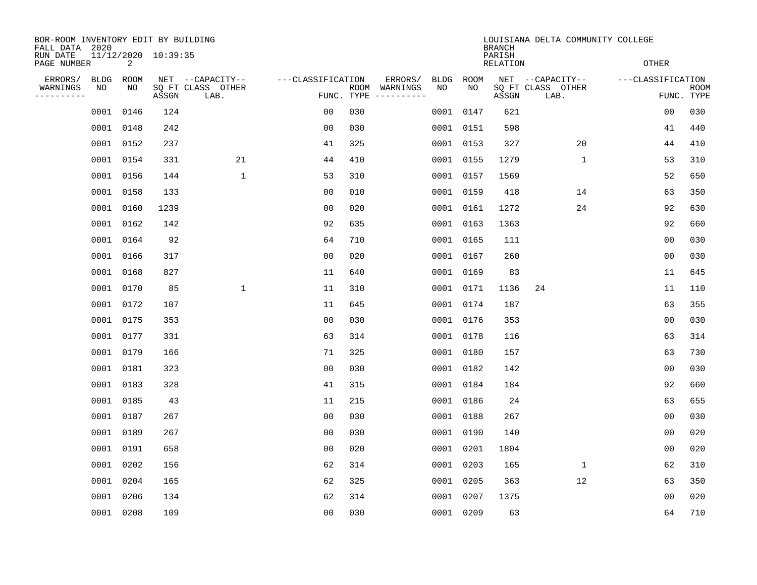BOR-ROOM INVENTORY EDIT BY BUILDING
FALL DATA 2020
RUN DATE 11/12/2020 10:39:35

LOUISIANA DELTA COMMUNITY COLLEGE
BRANCH
PARISH
RELATION
OTHER

| ERRORS/ WARNINGS | BLDG NO | ROOM NO | NET SQ FT ASSGN | CAPACITY CLASS | CAPACITY OTHER LAB. | CLASSIFICATION FUNC. | ROOM TYPE | ERRORS/ WARNINGS | BLDG NO | ROOM NO | NET SQ FT ASSGN | CAPACITY CLASS | CAPACITY OTHER LAB. | CLASSIFICATION FUNC. | ROOM TYPE |
|---|---|---|---|---|---|---|---|---|---|---|---|---|---|---|---|
| | 0001 | 0146 | 124 | | | 00 | 030 | | 0001 | 0147 | 621 | | | 00 | 030 |
| | 0001 | 0148 | 242 | | | 00 | 030 | | 0001 | 0151 | 598 | | | 41 | 440 |
| | 0001 | 0152 | 237 | | | 41 | 325 | | 0001 | 0153 | 327 | | 20 | 44 | 410 |
| | 0001 | 0154 | 331 | | 21 | 44 | 410 | | 0001 | 0155 | 1279 | | 1 | 53 | 310 |
| | 0001 | 0156 | 144 | | 1 | 53 | 310 | | 0001 | 0157 | 1569 | | | 52 | 650 |
| | 0001 | 0158 | 133 | | | 00 | 010 | | 0001 | 0159 | 418 | | 14 | 63 | 350 |
| | 0001 | 0160 | 1239 | | | 00 | 020 | | 0001 | 0161 | 1272 | | 24 | 92 | 630 |
| | 0001 | 0162 | 142 | | | 92 | 635 | | 0001 | 0163 | 1363 | | | 92 | 660 |
| | 0001 | 0164 | 92 | | | 64 | 710 | | 0001 | 0165 | 111 | | | 00 | 030 |
| | 0001 | 0166 | 317 | | | 00 | 020 | | 0001 | 0167 | 260 | | | 00 | 030 |
| | 0001 | 0168 | 827 | | | 11 | 640 | | 0001 | 0169 | 83 | | | 11 | 645 |
| | 0001 | 0170 | 85 | | 1 | 11 | 310 | | 0001 | 0171 | 1136 | 24 | | 11 | 110 |
| | 0001 | 0172 | 107 | | | 11 | 645 | | 0001 | 0174 | 187 | | | 63 | 355 |
| | 0001 | 0175 | 353 | | | 00 | 030 | | 0001 | 0176 | 353 | | | 00 | 030 |
| | 0001 | 0177 | 331 | | | 63 | 314 | | 0001 | 0178 | 116 | | | 63 | 314 |
| | 0001 | 0179 | 166 | | | 71 | 325 | | 0001 | 0180 | 157 | | | 63 | 730 |
| | 0001 | 0181 | 323 | | | 00 | 030 | | 0001 | 0182 | 142 | | | 00 | 030 |
| | 0001 | 0183 | 328 | | | 41 | 315 | | 0001 | 0184 | 184 | | | 92 | 660 |
| | 0001 | 0185 | 43 | | | 11 | 215 | | 0001 | 0186 | 24 | | | 63 | 655 |
| | 0001 | 0187 | 267 | | | 00 | 030 | | 0001 | 0188 | 267 | | | 00 | 030 |
| | 0001 | 0189 | 267 | | | 00 | 030 | | 0001 | 0190 | 140 | | | 00 | 020 |
| | 0001 | 0191 | 658 | | | 00 | 020 | | 0001 | 0201 | 1804 | | | 00 | 020 |
| | 0001 | 0202 | 156 | | | 62 | 314 | | 0001 | 0203 | 165 | | 1 | 62 | 310 |
| | 0001 | 0204 | 165 | | | 62 | 325 | | 0001 | 0205 | 363 | | 12 | 63 | 350 |
| | 0001 | 0206 | 134 | | | 62 | 314 | | 0001 | 0207 | 1375 | | | 00 | 020 |
| | 0001 | 0208 | 109 | | | 00 | 030 | | 0001 | 0209 | 63 | | | 64 | 710 |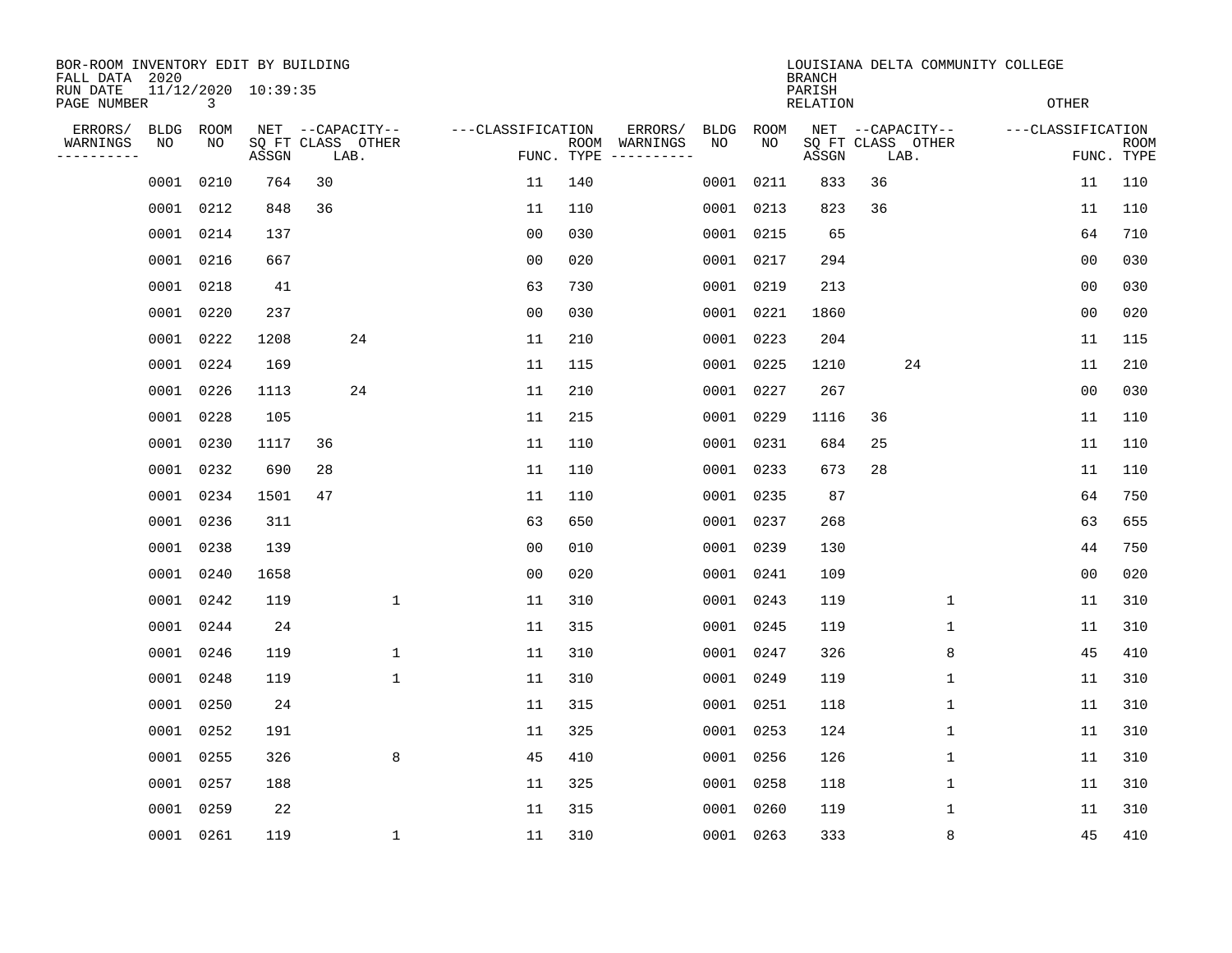BOR-ROOM INVENTORY EDIT BY BUILDING
FALL DATA 2020
RUN DATE 11/12/2020 10:39:35
PAGE NUMBER 3

LOUISIANA DELTA COMMUNITY COLLEGE
BRANCH
PARISH
RELATION
OTHER

| ERRORS/ WARNINGS | BLDG NO | ROOM NO | NET SQ FT ASSGN | CAPACITY CLASS | CAPACITY LAB. | CAPACITY OTHER | CLASSIFICATION FUNC. | ROOM TYPE | ERRORS/ WARNINGS | BLDG NO | ROOM NO | NET SQ FT ASSGN | CAPACITY CLASS | CAPACITY LAB. | CAPACITY OTHER | CLASSIFICATION FUNC. | ROOM TYPE |
|---|---|---|---|---|---|---|---|---|---|---|---|---|---|---|---|---|---|
| | 0001 | 0210 | 764 | 30 | | | 11 | 140 | | 0001 | 0211 | 833 | 36 | | | 11 | 110 |
| | 0001 | 0212 | 848 | 36 | | | 11 | 110 | | 0001 | 0213 | 823 | 36 | | | 11 | 110 |
| | 0001 | 0214 | 137 | | | | 00 | 030 | | 0001 | 0215 | 65 | | | | 64 | 710 |
| | 0001 | 0216 | 667 | | | | 00 | 020 | | 0001 | 0217 | 294 | | | | 00 | 030 |
| | 0001 | 0218 | 41 | | | | 63 | 730 | | 0001 | 0219 | 213 | | | | 00 | 030 |
| | 0001 | 0220 | 237 | | | | 00 | 030 | | 0001 | 0221 | 1860 | | | | 00 | 020 |
| | 0001 | 0222 | 1208 | | 24 | | 11 | 210 | | 0001 | 0223 | 204 | | | | 11 | 115 |
| | 0001 | 0224 | 169 | | | | 11 | 115 | | 0001 | 0225 | 1210 | | 24 | | 11 | 210 |
| | 0001 | 0226 | 1113 | | 24 | | 11 | 210 | | 0001 | 0227 | 267 | | | | 00 | 030 |
| | 0001 | 0228 | 105 | | | | 11 | 215 | | 0001 | 0229 | 1116 | 36 | | | 11 | 110 |
| | 0001 | 0230 | 1117 | 36 | | | 11 | 110 | | 0001 | 0231 | 684 | 25 | | | 11 | 110 |
| | 0001 | 0232 | 690 | 28 | | | 11 | 110 | | 0001 | 0233 | 673 | 28 | | | 11 | 110 |
| | 0001 | 0234 | 1501 | 47 | | | 11 | 110 | | 0001 | 0235 | 87 | | | | 64 | 750 |
| | 0001 | 0236 | 311 | | | | 63 | 650 | | 0001 | 0237 | 268 | | | | 63 | 655 |
| | 0001 | 0238 | 139 | | | | 00 | 010 | | 0001 | 0239 | 130 | | | | 44 | 750 |
| | 0001 | 0240 | 1658 | | | | 00 | 020 | | 0001 | 0241 | 109 | | | | 00 | 020 |
| | 0001 | 0242 | 119 | | | 1 | 11 | 310 | | 0001 | 0243 | 119 | | | 1 | 11 | 310 |
| | 0001 | 0244 | 24 | | | | 11 | 315 | | 0001 | 0245 | 119 | | | 1 | 11 | 310 |
| | 0001 | 0246 | 119 | | | 1 | 11 | 310 | | 0001 | 0247 | 326 | | | 8 | 45 | 410 |
| | 0001 | 0248 | 119 | | | 1 | 11 | 310 | | 0001 | 0249 | 119 | | | 1 | 11 | 310 |
| | 0001 | 0250 | 24 | | | | 11 | 315 | | 0001 | 0251 | 118 | | | 1 | 11 | 310 |
| | 0001 | 0252 | 191 | | | | 11 | 325 | | 0001 | 0253 | 124 | | | 1 | 11 | 310 |
| | 0001 | 0255 | 326 | | | 8 | 45 | 410 | | 0001 | 0256 | 126 | | | 1 | 11 | 310 |
| | 0001 | 0257 | 188 | | | | 11 | 325 | | 0001 | 0258 | 118 | | | 1 | 11 | 310 |
| | 0001 | 0259 | 22 | | | | 11 | 315 | | 0001 | 0260 | 119 | | | 1 | 11 | 310 |
| | 0001 | 0261 | 119 | | | 1 | 11 | 310 | | 0001 | 0263 | 333 | | | 8 | 45 | 410 |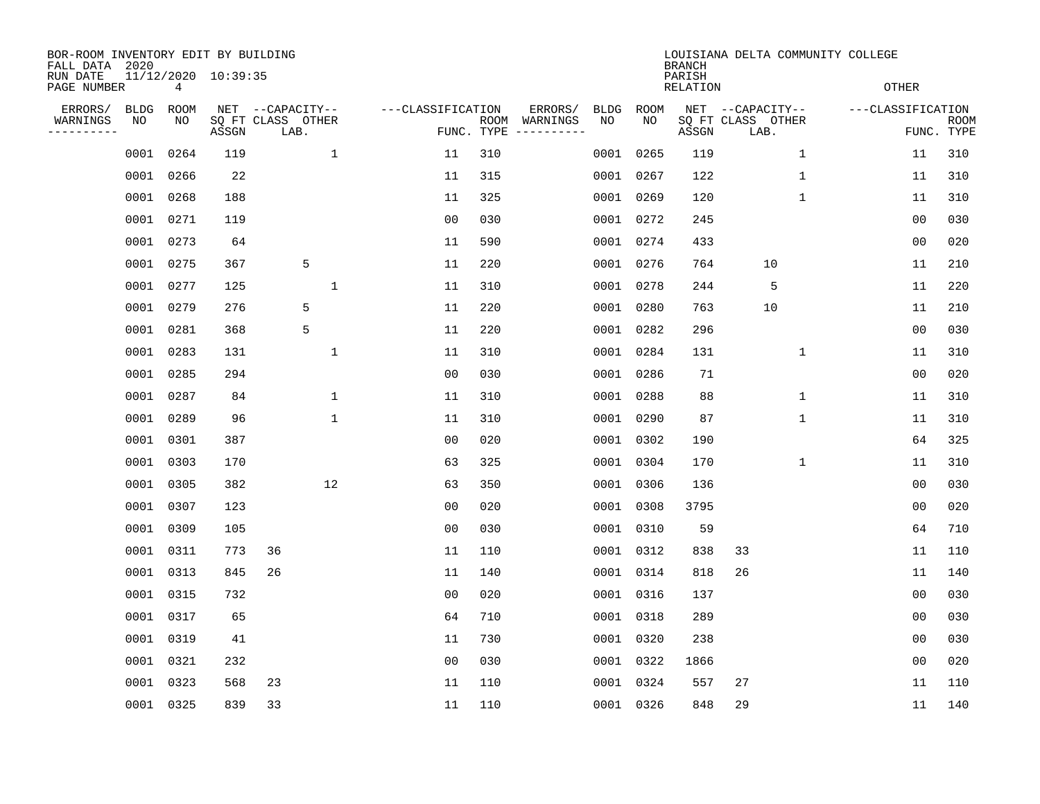BOR-ROOM INVENTORY EDIT BY BUILDING
FALL DATA 2020
RUN DATE 11/12/2020 10:39:35
PAGE NUMBER 4

LOUISIANA DELTA COMMUNITY COLLEGE
BRANCH
PARISH
RELATION
OTHER

| ERRORS/ WARNINGS | BLDG NO | ROOM NO | NET SQ FT ASSGN | CAPACITY CLASS LAB. | CAPACITY OTHER | CLASSIFICATION FUNC. | ROOM TYPE | ERRORS/ WARNINGS | BLDG NO | ROOM NO | NET SQ FT ASSGN | CAPACITY CLASS LAB. | CAPACITY OTHER | CLASSIFICATION FUNC. | ROOM TYPE |
|---|---|---|---|---|---|---|---|---|---|---|---|---|---|---|---|
| | 0001 | 0264 | 119 | | 1 | 11 | 310 | | 0001 | 0265 | 119 | | 1 | 11 | 310 |
| | 0001 | 0266 | 22 | | | 11 | 315 | | 0001 | 0267 | 122 | | 1 | 11 | 310 |
| | 0001 | 0268 | 188 | | | 11 | 325 | | 0001 | 0269 | 120 | | 1 | 11 | 310 |
| | 0001 | 0271 | 119 | | | 00 | 030 | | 0001 | 0272 | 245 | | | 00 | 030 |
| | 0001 | 0273 | 64 | | | 11 | 590 | | 0001 | 0274 | 433 | | | 00 | 020 |
| | 0001 | 0275 | 367 | 5 | | 11 | 220 | | 0001 | 0276 | 764 | 10 | | 11 | 210 |
| | 0001 | 0277 | 125 | | 1 | 11 | 310 | | 0001 | 0278 | 244 | 5 | | 11 | 220 |
| | 0001 | 0279 | 276 | 5 | | 11 | 220 | | 0001 | 0280 | 763 | 10 | | 11 | 210 |
| | 0001 | 0281 | 368 | 5 | | 11 | 220 | | 0001 | 0282 | 296 | | | 00 | 030 |
| | 0001 | 0283 | 131 | | 1 | 11 | 310 | | 0001 | 0284 | 131 | | 1 | 11 | 310 |
| | 0001 | 0285 | 294 | | | 00 | 030 | | 0001 | 0286 | 71 | | | 00 | 020 |
| | 0001 | 0287 | 84 | | 1 | 11 | 310 | | 0001 | 0288 | 88 | | 1 | 11 | 310 |
| | 0001 | 0289 | 96 | | 1 | 11 | 310 | | 0001 | 0290 | 87 | | 1 | 11 | 310 |
| | 0001 | 0301 | 387 | | | 00 | 020 | | 0001 | 0302 | 190 | | | 64 | 325 |
| | 0001 | 0303 | 170 | | | 63 | 325 | | 0001 | 0304 | 170 | | 1 | 11 | 310 |
| | 0001 | 0305 | 382 | | 12 | 63 | 350 | | 0001 | 0306 | 136 | | | 00 | 030 |
| | 0001 | 0307 | 123 | | | 00 | 020 | | 0001 | 0308 | 3795 | | | 00 | 020 |
| | 0001 | 0309 | 105 | | | 00 | 030 | | 0001 | 0310 | 59 | | | 64 | 710 |
| | 0001 | 0311 | 773 | 36 | | 11 | 110 | | 0001 | 0312 | 838 | 33 | | 11 | 110 |
| | 0001 | 0313 | 845 | 26 | | 11 | 140 | | 0001 | 0314 | 818 | 26 | | 11 | 140 |
| | 0001 | 0315 | 732 | | | 00 | 020 | | 0001 | 0316 | 137 | | | 00 | 030 |
| | 0001 | 0317 | 65 | | | 64 | 710 | | 0001 | 0318 | 289 | | | 00 | 030 |
| | 0001 | 0319 | 41 | | | 11 | 730 | | 0001 | 0320 | 238 | | | 00 | 030 |
| | 0001 | 0321 | 232 | | | 00 | 030 | | 0001 | 0322 | 1866 | | | 00 | 020 |
| | 0001 | 0323 | 568 | 23 | | 11 | 110 | | 0001 | 0324 | 557 | 27 | | 11 | 110 |
| | 0001 | 0325 | 839 | 33 | | 11 | 110 | | 0001 | 0326 | 848 | 29 | | 11 | 140 |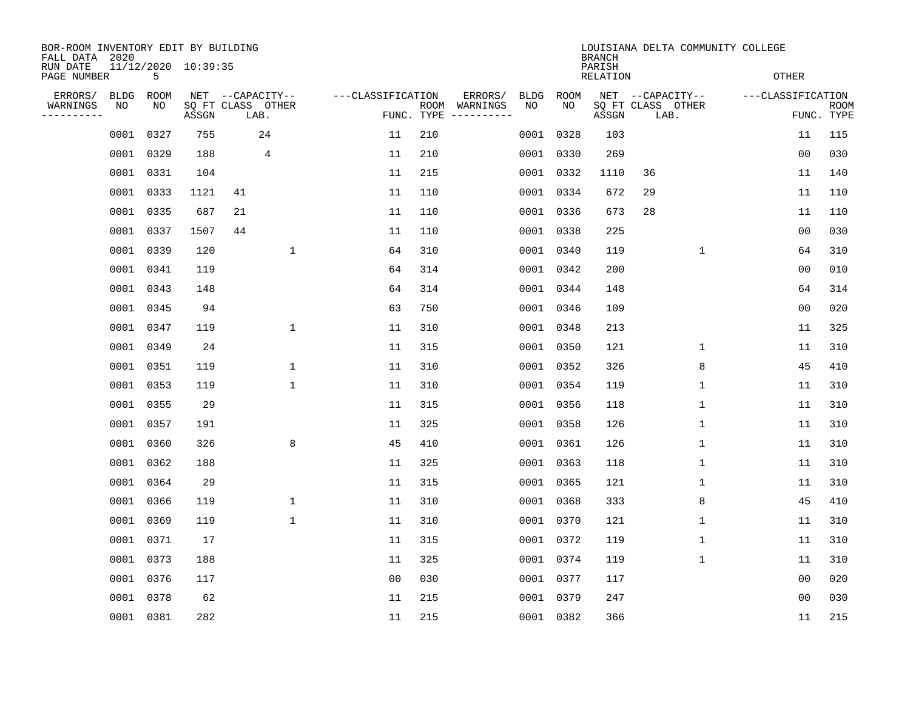BOR-ROOM INVENTORY EDIT BY BUILDING
FALL DATA 2020
RUN DATE 11/12/2020 10:39:35
PAGE NUMBER 5

LOUISIANA DELTA COMMUNITY COLLEGE
BRANCH
PARISH
RELATION
OTHER

| ERRORS/ WARNINGS | BLDG NO | ROOM NO | NET SQ FT ASSGN | CAPACITY CLASS | CAPACITY LAB. | CAPACITY OTHER | CLASSIFICATION FUNC. | ROOM TYPE | ERRORS/ WARNINGS | BLDG NO | ROOM NO | NET SQ FT ASSGN | CAPACITY CLASS | CAPACITY LAB. | CAPACITY OTHER | CLASSIFICATION FUNC. | ROOM TYPE |
|---|---|---|---|---|---|---|---|---|---|---|---|---|---|---|---|---|---|
| | 0001 | 0327 | 755 | | 24 | | 11 | 210 | | 0001 | 0328 | 103 | | | | 11 | 115 |
| | 0001 | 0329 | 188 | | 4 | | 11 | 210 | | 0001 | 0330 | 269 | | | | 00 | 030 |
| | 0001 | 0331 | 104 | | | | 11 | 215 | | 0001 | 0332 | 1110 | 36 | | | 11 | 140 |
| | 0001 | 0333 | 1121 | 41 | | | 11 | 110 | | 0001 | 0334 | 672 | 29 | | | 11 | 110 |
| | 0001 | 0335 | 687 | 21 | | | 11 | 110 | | 0001 | 0336 | 673 | 28 | | | 11 | 110 |
| | 0001 | 0337 | 1507 | 44 | | | 11 | 110 | | 0001 | 0338 | 225 | | | | 00 | 030 |
| | 0001 | 0339 | 120 | | | 1 | 64 | 310 | | 0001 | 0340 | 119 | | | 1 | 64 | 310 |
| | 0001 | 0341 | 119 | | | | 64 | 314 | | 0001 | 0342 | 200 | | | | 00 | 010 |
| | 0001 | 0343 | 148 | | | | 64 | 314 | | 0001 | 0344 | 148 | | | | 64 | 314 |
| | 0001 | 0345 | 94 | | | | 63 | 750 | | 0001 | 0346 | 109 | | | | 00 | 020 |
| | 0001 | 0347 | 119 | | | 1 | 11 | 310 | | 0001 | 0348 | 213 | | | | 11 | 325 |
| | 0001 | 0349 | 24 | | | | 11 | 315 | | 0001 | 0350 | 121 | | | 1 | 11 | 310 |
| | 0001 | 0351 | 119 | | | 1 | 11 | 310 | | 0001 | 0352 | 326 | | | 8 | 45 | 410 |
| | 0001 | 0353 | 119 | | | 1 | 11 | 310 | | 0001 | 0354 | 119 | | | 1 | 11 | 310 |
| | 0001 | 0355 | 29 | | | | 11 | 315 | | 0001 | 0356 | 118 | | | 1 | 11 | 310 |
| | 0001 | 0357 | 191 | | | | 11 | 325 | | 0001 | 0358 | 126 | | | 1 | 11 | 310 |
| | 0001 | 0360 | 326 | | | 8 | 45 | 410 | | 0001 | 0361 | 126 | | | 1 | 11 | 310 |
| | 0001 | 0362 | 188 | | | | 11 | 325 | | 0001 | 0363 | 118 | | | 1 | 11 | 310 |
| | 0001 | 0364 | 29 | | | | 11 | 315 | | 0001 | 0365 | 121 | | | 1 | 11 | 310 |
| | 0001 | 0366 | 119 | | | 1 | 11 | 310 | | 0001 | 0368 | 333 | | | 8 | 45 | 410 |
| | 0001 | 0369 | 119 | | | 1 | 11 | 310 | | 0001 | 0370 | 121 | | | 1 | 11 | 310 |
| | 0001 | 0371 | 17 | | | | 11 | 315 | | 0001 | 0372 | 119 | | | 1 | 11 | 310 |
| | 0001 | 0373 | 188 | | | | 11 | 325 | | 0001 | 0374 | 119 | | | 1 | 11 | 310 |
| | 0001 | 0376 | 117 | | | | 00 | 030 | | 0001 | 0377 | 117 | | | | 00 | 020 |
| | 0001 | 0378 | 62 | | | | 11 | 215 | | 0001 | 0379 | 247 | | | | 00 | 030 |
| | 0001 | 0381 | 282 | | | | 11 | 215 | | 0001 | 0382 | 366 | | | | 11 | 215 |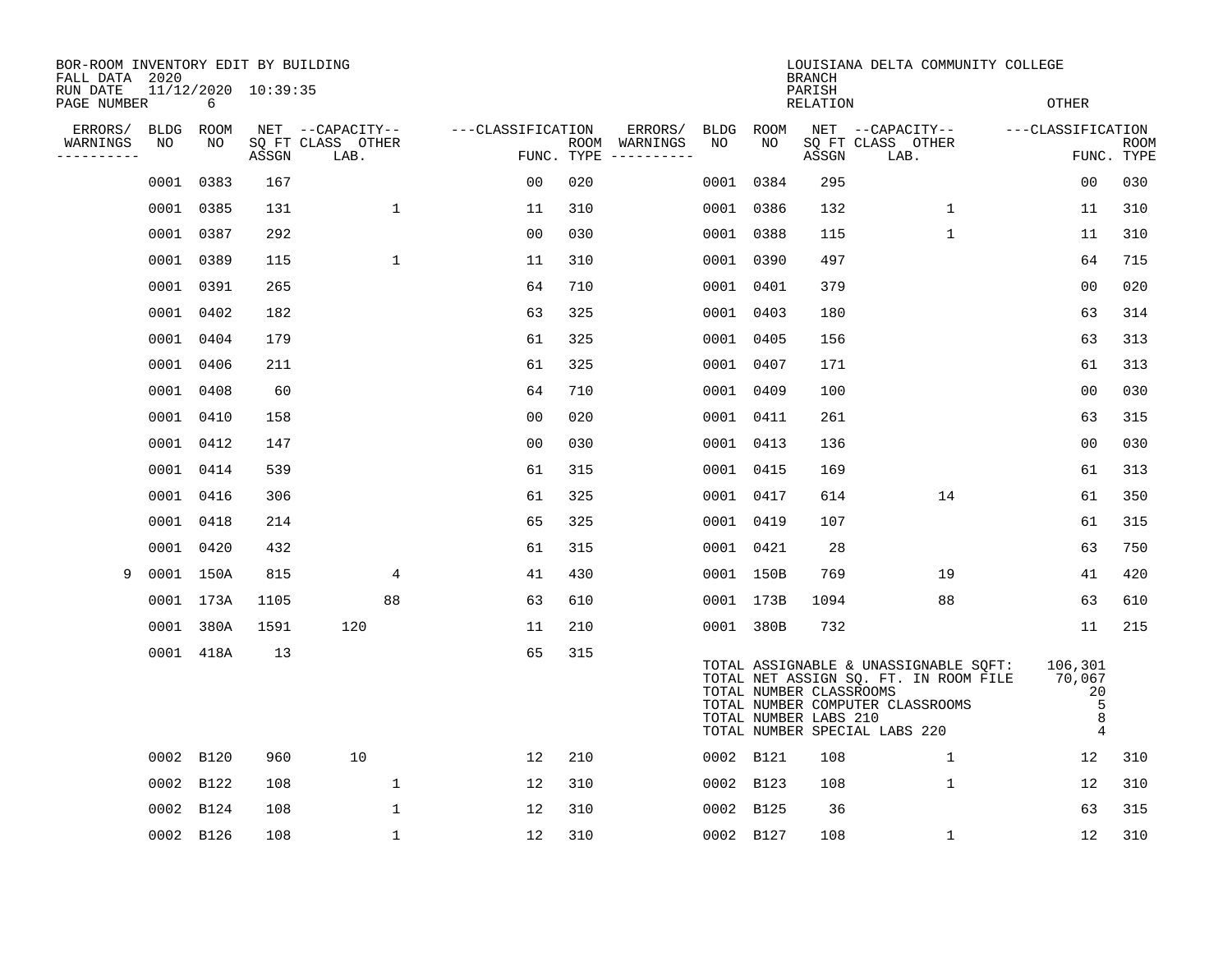BOR-ROOM INVENTORY EDIT BY BUILDING
FALL DATA 2020
RUN DATE 11/12/2020 10:39:35
PAGE NUMBER 6

LOUISIANA DELTA COMMUNITY COLLEGE
BRANCH
PARISH
RELATION
OTHER

| ERRORS/ WARNINGS | BLDG NO | ROOM NO | NET SQ FT ASSGN | CAPACITY CLASS LAB. | CAPACITY OTHER | CLASSIFICATION FUNC. | ROOM TYPE | ERRORS/ WARNINGS | BLDG NO | ROOM NO | NET SQ FT ASSGN | CAPACITY CLASS LAB. | CAPACITY OTHER | CLASSIFICATION FUNC. | ROOM TYPE |
|---|---|---|---|---|---|---|---|---|---|---|---|---|---|---|---|
| | 0001 | 0383 | 167 | | | 00 | 020 | | 0001 | 0384 | 295 | | | 00 | 030 |
| | 0001 | 0385 | 131 | | 1 | 11 | 310 | | 0001 | 0386 | 132 | | 1 | 11 | 310 |
| | 0001 | 0387 | 292 | | | 00 | 030 | | 0001 | 0388 | 115 | | 1 | 11 | 310 |
| | 0001 | 0389 | 115 | | 1 | 11 | 310 | | 0001 | 0390 | 497 | | | 64 | 715 |
| | 0001 | 0391 | 265 | | | 64 | 710 | | 0001 | 0401 | 379 | | | 00 | 020 |
| | 0001 | 0402 | 182 | | | 63 | 325 | | 0001 | 0403 | 180 | | | 63 | 314 |
| | 0001 | 0404 | 179 | | | 61 | 325 | | 0001 | 0405 | 156 | | | 63 | 313 |
| | 0001 | 0406 | 211 | | | 61 | 325 | | 0001 | 0407 | 171 | | | 61 | 313 |
| | 0001 | 0408 | 60 | | | 64 | 710 | | 0001 | 0409 | 100 | | | 00 | 030 |
| | 0001 | 0410 | 158 | | | 00 | 020 | | 0001 | 0411 | 261 | | | 63 | 315 |
| | 0001 | 0412 | 147 | | | 00 | 030 | | 0001 | 0413 | 136 | | | 00 | 030 |
| | 0001 | 0414 | 539 | | | 61 | 315 | | 0001 | 0415 | 169 | | | 61 | 313 |
| | 0001 | 0416 | 306 | | | 61 | 325 | | 0001 | 0417 | 614 | | 14 | 61 | 350 |
| | 0001 | 0418 | 214 | | | 65 | 325 | | 0001 | 0419 | 107 | | | 61 | 315 |
| | 0001 | 0420 | 432 | | | 61 | 315 | | 0001 | 0421 | 28 | | | 63 | 750 |
| 9 | 0001 | 150A | 815 | | 4 | 41 | 430 | | 0001 | 150B | 769 | | 19 | 41 | 420 |
| | 0001 | 173A | 1105 | | 88 | 63 | 610 | | 0001 | 173B | 1094 | | 88 | 63 | 610 |
| | 0001 | 380A | 1591 | 120 | | 11 | 210 | | 0001 | 380B | 732 | | | 11 | 215 |
| | 0001 | 418A | 13 | | | 65 | 315 | | | | | | | | |

TOTAL ASSIGNABLE & UNASSIGNABLE SQFT: 106,301
TOTAL NET ASSIGN SQ. FT. IN ROOM FILE 70,067
TOTAL NUMBER CLASSROOMS 20
TOTAL NUMBER COMPUTER CLASSROOMS 5
TOTAL NUMBER LABS 210 8
TOTAL NUMBER SPECIAL LABS 220 4

| ERRORS/ WARNINGS | BLDG NO | ROOM NO | NET SQ FT ASSGN | CAPACITY CLASS LAB. | CAPACITY OTHER | CLASSIFICATION FUNC. | ROOM TYPE | ERRORS/ WARNINGS | BLDG NO | ROOM NO | NET SQ FT ASSGN | CAPACITY CLASS LAB. | CAPACITY OTHER | CLASSIFICATION FUNC. | ROOM TYPE |
|---|---|---|---|---|---|---|---|---|---|---|---|---|---|---|---|
| | 0002 | B120 | 960 | 10 | | 12 | 210 | | 0002 | B121 | 108 | | 1 | 12 | 310 |
| | 0002 | B122 | 108 | | 1 | 12 | 310 | | 0002 | B123 | 108 | | 1 | 12 | 310 |
| | 0002 | B124 | 108 | | 1 | 12 | 310 | | 0002 | B125 | 36 | | | 63 | 315 |
| | 0002 | B126 | 108 | | 1 | 12 | 310 | | 0002 | B127 | 108 | | 1 | 12 | 310 |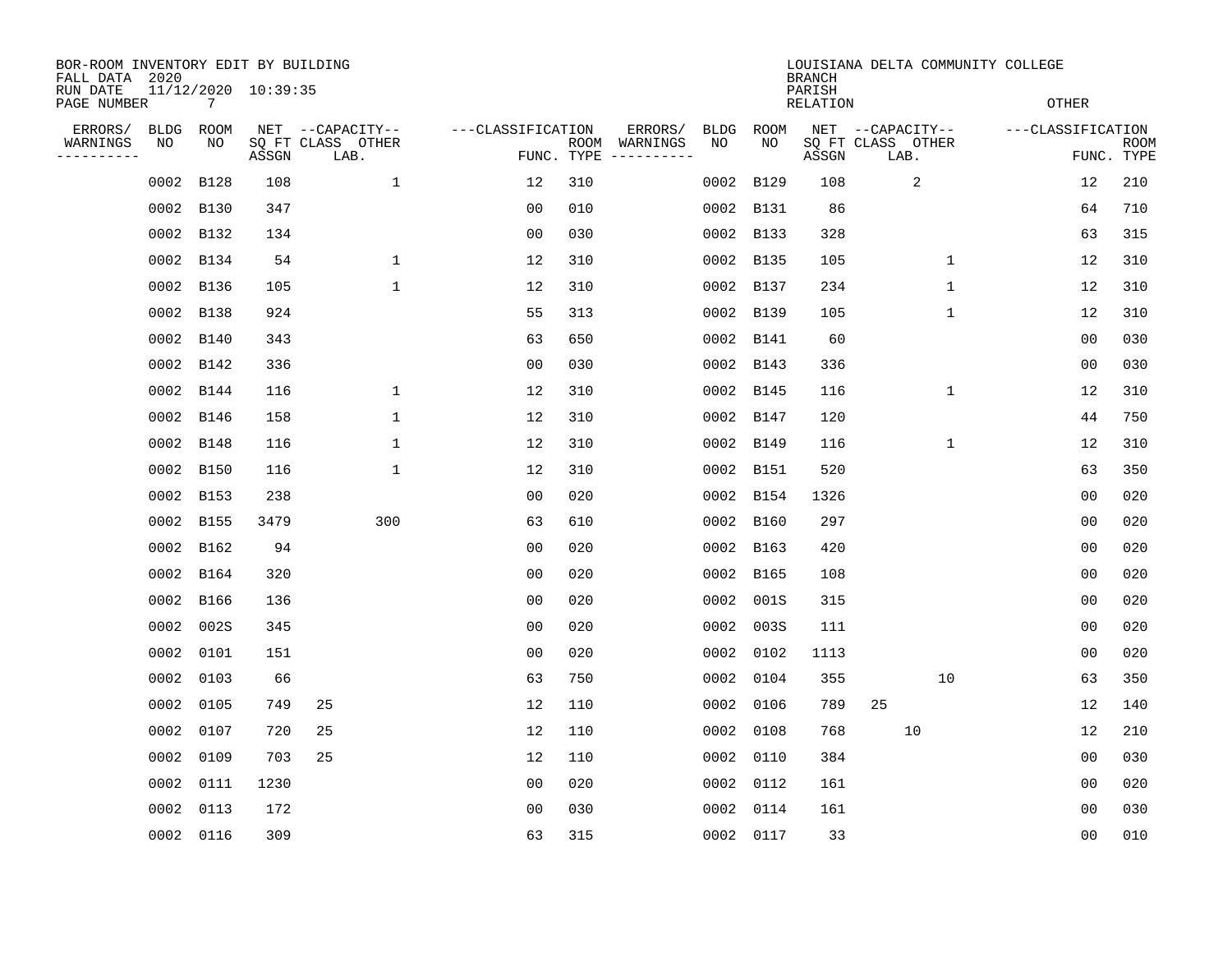BOR-ROOM INVENTORY EDIT BY BUILDING
FALL DATA 2020
RUN DATE 11/12/2020 10:39:35
PAGE NUMBER 7

LOUISIANA DELTA COMMUNITY COLLEGE
BRANCH
PARISH
RELATION
OTHER

| ERRORS/ WARNINGS | BLDG NO | ROOM NO | NET SQ FT ASSGN | CAPACITY CLASS | CAPACITY LAB. | CAPACITY OTHER | CLASSIFICATION FUNC. | ROOM TYPE | ERRORS/ WARNINGS | BLDG NO | ROOM NO | NET SQ FT ASSGN | CAPACITY CLASS | CAPACITY LAB. | CAPACITY OTHER | CLASSIFICATION FUNC. | ROOM TYPE |
|---|---|---|---|---|---|---|---|---|---|---|---|---|---|---|---|---|---|
| | 0002 | B128 | 108 | | | 1 | 12 | 310 | | 0002 | B129 | 108 | | 2 | | 12 | 210 |
| | 0002 | B130 | 347 | | | | 00 | 010 | | 0002 | B131 | 86 | | | | 64 | 710 |
| | 0002 | B132 | 134 | | | | 00 | 030 | | 0002 | B133 | 328 | | | | 63 | 315 |
| | 0002 | B134 | 54 | | | 1 | 12 | 310 | | 0002 | B135 | 105 | | | 1 | 12 | 310 |
| | 0002 | B136 | 105 | | | 1 | 12 | 310 | | 0002 | B137 | 234 | | | 1 | 12 | 310 |
| | 0002 | B138 | 924 | | | | 55 | 313 | | 0002 | B139 | 105 | | | 1 | 12 | 310 |
| | 0002 | B140 | 343 | | | | 63 | 650 | | 0002 | B141 | 60 | | | | 00 | 030 |
| | 0002 | B142 | 336 | | | | 00 | 030 | | 0002 | B143 | 336 | | | | 00 | 030 |
| | 0002 | B144 | 116 | | | 1 | 12 | 310 | | 0002 | B145 | 116 | | | 1 | 12 | 310 |
| | 0002 | B146 | 158 | | | 1 | 12 | 310 | | 0002 | B147 | 120 | | | | 44 | 750 |
| | 0002 | B148 | 116 | | | 1 | 12 | 310 | | 0002 | B149 | 116 | | | 1 | 12 | 310 |
| | 0002 | B150 | 116 | | | 1 | 12 | 310 | | 0002 | B151 | 520 | | | | 63 | 350 |
| | 0002 | B153 | 238 | | | | 00 | 020 | | 0002 | B154 | 1326 | | | | 00 | 020 |
| | 0002 | B155 | 3479 | | | 300 | 63 | 610 | | 0002 | B160 | 297 | | | | 00 | 020 |
| | 0002 | B162 | 94 | | | | 00 | 020 | | 0002 | B163 | 420 | | | | 00 | 020 |
| | 0002 | B164 | 320 | | | | 00 | 020 | | 0002 | B165 | 108 | | | | 00 | 020 |
| | 0002 | B166 | 136 | | | | 00 | 020 | | 0002 | 001S | 315 | | | | 00 | 020 |
| | 0002 | 002S | 345 | | | | 00 | 020 | | 0002 | 003S | 111 | | | | 00 | 020 |
| | 0002 | 0101 | 151 | | | | 00 | 020 | | 0002 | 0102 | 1113 | | | | 00 | 020 |
| | 0002 | 0103 | 66 | | | | 63 | 750 | | 0002 | 0104 | 355 | | | 10 | 63 | 350 |
| | 0002 | 0105 | 749 | 25 | | | 12 | 110 | | 0002 | 0106 | 789 | 25 | | | 12 | 140 |
| | 0002 | 0107 | 720 | 25 | | | 12 | 110 | | 0002 | 0108 | 768 | | 10 | | 12 | 210 |
| | 0002 | 0109 | 703 | 25 | | | 12 | 110 | | 0002 | 0110 | 384 | | | | 00 | 030 |
| | 0002 | 0111 | 1230 | | | | 00 | 020 | | 0002 | 0112 | 161 | | | | 00 | 020 |
| | 0002 | 0113 | 172 | | | | 00 | 030 | | 0002 | 0114 | 161 | | | | 00 | 030 |
| | 0002 | 0116 | 309 | | | | 63 | 315 | | 0002 | 0117 | 33 | | | | 00 | 010 |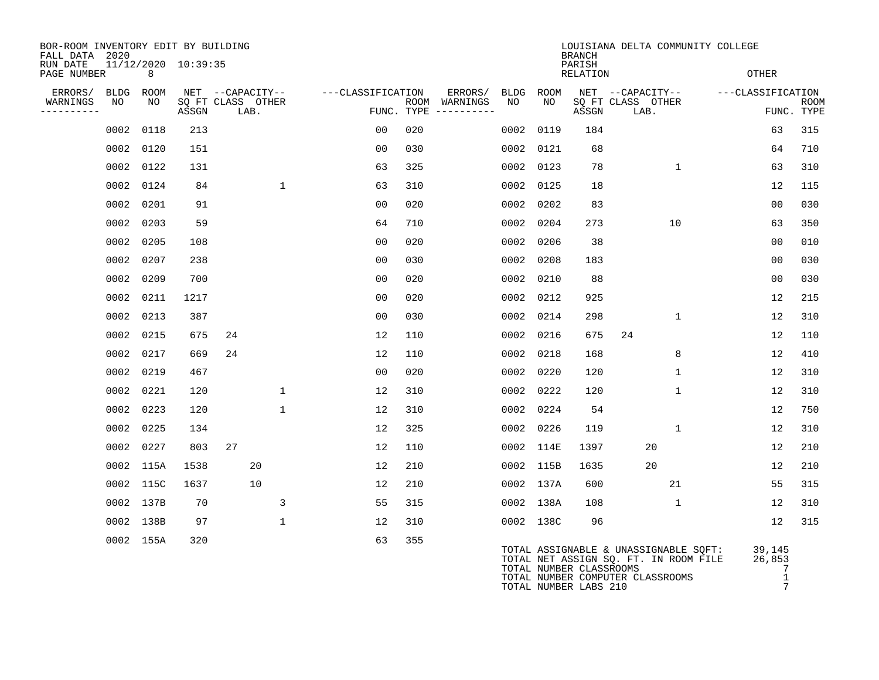BOR-ROOM INVENTORY EDIT BY BUILDING
FALL DATA 2020
RUN DATE 11/12/2020 10:39:35
PAGE NUMBER 8

LOUISIANA DELTA COMMUNITY COLLEGE
BRANCH
PARISH
RELATION
OTHER

| ERRORS/ WARNINGS | BLDG NO | ROOM NO | NET SQ FT ASSGN | CAPACITY CLASS | CAPACITY LAB. | CAPACITY OTHER | CLASSIFICATION FUNC. | ROOM TYPE | ERRORS/ WARNINGS | BLDG NO | ROOM NO | NET SQ FT ASSGN | CAPACITY CLASS | CAPACITY LAB. | CAPACITY OTHER | CLASSIFICATION FUNC. | ROOM TYPE |
|---|---|---|---|---|---|---|---|---|---|---|---|---|---|---|---|---|---|
| | 0002 | 0118 | 213 | | | | 00 | 020 | | 0002 | 0119 | 184 | | | | 63 | 315 |
| | 0002 | 0120 | 151 | | | | 00 | 030 | | 0002 | 0121 | 68 | | | | 64 | 710 |
| | 0002 | 0122 | 131 | | | | 63 | 325 | | 0002 | 0123 | 78 | | | 1 | 63 | 310 |
| | 0002 | 0124 | 84 | | | 1 | 63 | 310 | | 0002 | 0125 | 18 | | | | 12 | 115 |
| | 0002 | 0201 | 91 | | | | 00 | 020 | | 0002 | 0202 | 83 | | | | 00 | 030 |
| | 0002 | 0203 | 59 | | | | 64 | 710 | | 0002 | 0204 | 273 | | | 10 | 63 | 350 |
| | 0002 | 0205 | 108 | | | | 00 | 020 | | 0002 | 0206 | 38 | | | | 00 | 010 |
| | 0002 | 0207 | 238 | | | | 00 | 030 | | 0002 | 0208 | 183 | | | | 00 | 030 |
| | 0002 | 0209 | 700 | | | | 00 | 020 | | 0002 | 0210 | 88 | | | | 00 | 030 |
| | 0002 | 0211 | 1217 | | | | 00 | 020 | | 0002 | 0212 | 925 | | | | 12 | 215 |
| | 0002 | 0213 | 387 | | | | 00 | 030 | | 0002 | 0214 | 298 | | | 1 | 12 | 310 |
| | 0002 | 0215 | 675 | 24 | | | 12 | 110 | | 0002 | 0216 | 675 | 24 | | | 12 | 110 |
| | 0002 | 0217 | 669 | 24 | | | 12 | 110 | | 0002 | 0218 | 168 | | | 8 | 12 | 410 |
| | 0002 | 0219 | 467 | | | | 00 | 020 | | 0002 | 0220 | 120 | | | 1 | 12 | 310 |
| | 0002 | 0221 | 120 | | | 1 | 12 | 310 | | 0002 | 0222 | 120 | | | 1 | 12 | 310 |
| | 0002 | 0223 | 120 | | | 1 | 12 | 310 | | 0002 | 0224 | 54 | | | | 12 | 750 |
| | 0002 | 0225 | 134 | | | | 12 | 325 | | 0002 | 0226 | 119 | | | 1 | 12 | 310 |
| | 0002 | 0227 | 803 | 27 | | | 12 | 110 | | 0002 | 114E | 1397 | | 20 | | 12 | 210 |
| | 0002 | 115A | 1538 | | 20 | | 12 | 210 | | 0002 | 115B | 1635 | | 20 | | 12 | 210 |
| | 0002 | 115C | 1637 | | 10 | | 12 | 210 | | 0002 | 137A | 600 | | | 21 | 55 | 315 |
| | 0002 | 137B | 70 | | | 3 | 55 | 315 | | 0002 | 138A | 108 | | | 1 | 12 | 310 |
| | 0002 | 138B | 97 | | | 1 | 12 | 310 | | 0002 | 138C | 96 | | | | 12 | 315 |
| | 0002 | 155A | 320 | | | | 63 | 355 | | | | | | | | | |

| | |
|---|---|
| TOTAL ASSIGNABLE & UNASSIGNABLE SQFT: | 39,145 |
| TOTAL NET ASSIGN SQ. FT. IN ROOM FILE | 26,853 |
| TOTAL NUMBER CLASSROOMS | 7 |
| TOTAL NUMBER COMPUTER CLASSROOMS | 1 |
| TOTAL NUMBER LABS 210 | 7 |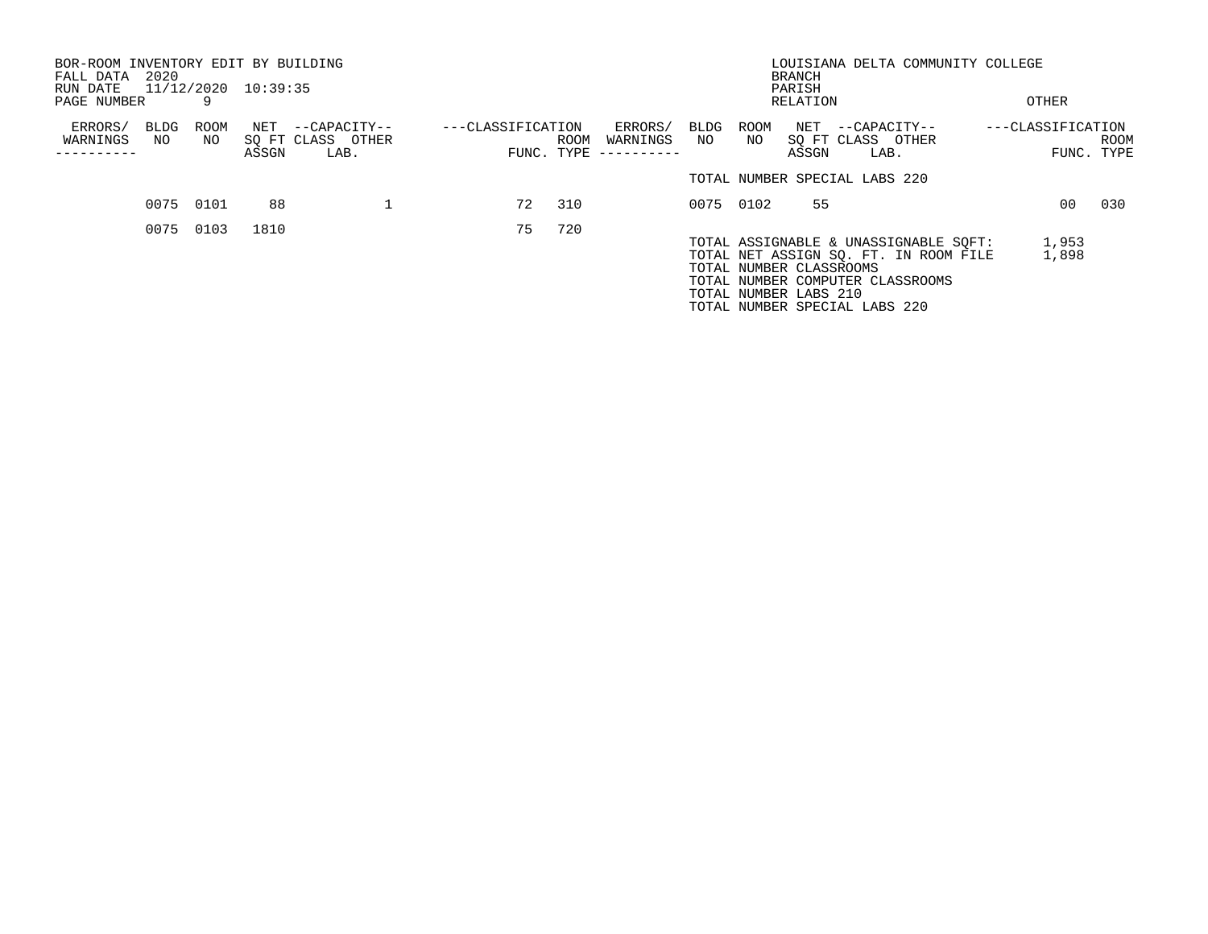BOR-ROOM INVENTORY EDIT BY BUILDING
FALL DATA 2020
RUN DATE 11/12/2020 10:39:35
PAGE NUMBER 9

LOUISIANA DELTA COMMUNITY COLLEGE
BRANCH
PARISH
RELATION OTHER

TOTAL NUMBER SPECIAL LABS 220

| ERRORS/ WARNINGS | BLDG NO | ROOM NO | NET SQ FT ASSGN | CAPACITY CLASS | CAPACITY OTHER LAB. | CLASSIFICATION FUNC. | ROOM TYPE | ERRORS/ WARNINGS | BLDG NO | ROOM NO | NET SQ FT ASSGN | CAPACITY CLASS | CAPACITY OTHER LAB. | CLASSIFICATION FUNC. | ROOM TYPE |
|---|---|---|---|---|---|---|---|---|---|---|---|---|---|---|---|
| | 0075 | 0101 | 88 | | 1 | 72 | 310 | | 0075 | 0102 | 55 | | | 00 | 030 |
| | 0075 | 0103 | 1810 | | | 75 | 720 | | | | | | | | |

TOTAL ASSIGNABLE & UNASSIGNABLE SQFT: 1,953
TOTAL NET ASSIGN SQ. FT. IN ROOM FILE 1,898
TOTAL NUMBER CLASSROOMS
TOTAL NUMBER COMPUTER CLASSROOMS
TOTAL NUMBER LABS 210
TOTAL NUMBER SPECIAL LABS 220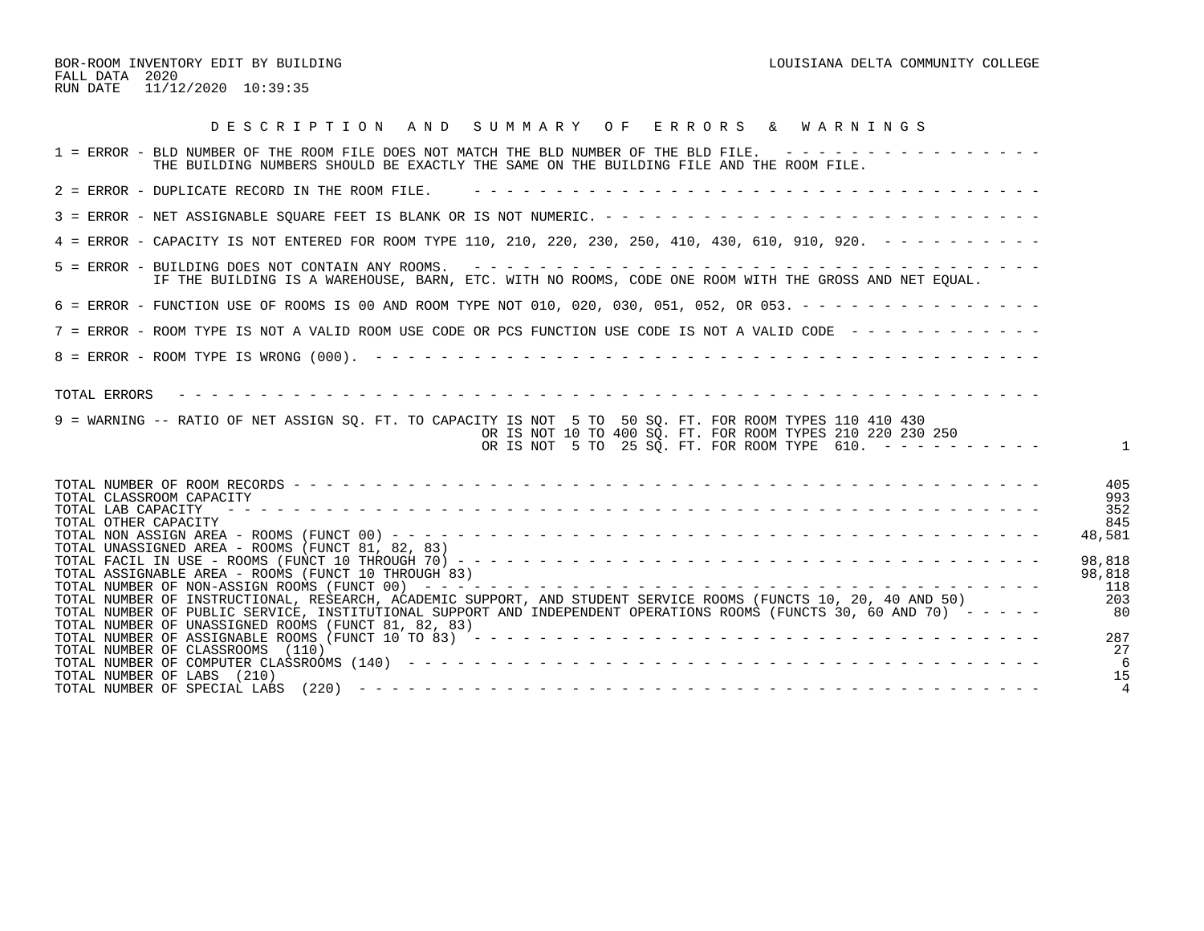BOR-ROOM INVENTORY EDIT BY BUILDING
FALL DATA 2020
RUN DATE 11/12/2020 10:39:35

LOUISIANA DELTA COMMUNITY COLLEGE

## D E S C R I P T I O N A N D S U M M A R Y O F E R R O R S & W A R N I N G S

| Description | Count |
|---|---|
| 1 = ERROR - BLD NUMBER OF THE ROOM FILE DOES NOT MATCH THE BLD NUMBER OF THE BLD FILE. THE BUILDING NUMBERS SHOULD BE EXACTLY THE SAME ON THE BUILDING FILE AND THE ROOM FILE. | |
| 2 = ERROR - DUPLICATE RECORD IN THE ROOM FILE. | |
| 3 = ERROR - NET ASSIGNABLE SQUARE FEET IS BLANK OR IS NOT NUMERIC. | |
| 4 = ERROR - CAPACITY IS NOT ENTERED FOR ROOM TYPE 110, 210, 220, 230, 250, 410, 430, 610, 910, 920. | |
| 5 = ERROR - BUILDING DOES NOT CONTAIN ANY ROOMS. IF THE BUILDING IS A WAREHOUSE, BARN, ETC. WITH NO ROOMS, CODE ONE ROOM WITH THE GROSS AND NET EQUAL. | |
| 6 = ERROR - FUNCTION USE OF ROOMS IS 00 AND ROOM TYPE NOT 010, 020, 030, 051, 052, OR 053. | |
| 7 = ERROR - ROOM TYPE IS NOT A VALID ROOM USE CODE OR PCS FUNCTION USE CODE IS NOT A VALID CODE | |
| 8 = ERROR - ROOM TYPE IS WRONG (000). | |
| TOTAL ERRORS | |
| 9 = WARNING -- RATIO OF NET ASSIGN SQ. FT. TO CAPACITY IS NOT 5 TO 50 SQ. FT. FOR ROOM TYPES 110 410 430 OR IS NOT 10 TO 400 SQ. FT. FOR ROOM TYPES 210 220 230 250 OR IS NOT 5 TO 25 SQ. FT. FOR ROOM TYPE 610. | 1 |

| Item | Value |
|---|---|
| TOTAL NUMBER OF ROOM RECORDS | 405 |
| TOTAL CLASSROOM CAPACITY | 993 |
| TOTAL LAB CAPACITY | 352 |
| TOTAL OTHER CAPACITY | 845 |
| TOTAL NON ASSIGN AREA - ROOMS (FUNCT 00) | 48,581 |
| TOTAL UNASSIGNED AREA - ROOMS (FUNCT 81, 82, 83) | |
| TOTAL FACIL IN USE - ROOMS (FUNCT 10 THROUGH 70) | 98,818 |
| TOTAL ASSIGNABLE AREA - ROOMS (FUNCT 10 THROUGH 83) | 98,818 |
| TOTAL NUMBER OF NON-ASSIGN ROOMS (FUNCT 00) | 118 |
| TOTAL NUMBER OF INSTRUCTIONAL, RESEARCH, ACADEMIC SUPPORT, AND STUDENT SERVICE ROOMS (FUNCTS 10, 20, 40 AND 50) | 203 |
| TOTAL NUMBER OF PUBLIC SERVICE, INSTITUTIONAL SUPPORT AND INDEPENDENT OPERATIONS ROOMS (FUNCTS 30, 60 AND 70) | 80 |
| TOTAL NUMBER OF UNASSIGNED ROOMS (FUNCT 81, 82, 83) | |
| TOTAL NUMBER OF ASSIGNABLE ROOMS (FUNCT 10 TO 83) | 287 |
| TOTAL NUMBER OF CLASSROOMS (110) | 27 |
| TOTAL NUMBER OF COMPUTER CLASSROOMS (140) | 6 |
| TOTAL NUMBER OF LABS (210) | 15 |
| TOTAL NUMBER OF SPECIAL LABS (220) | 4 |